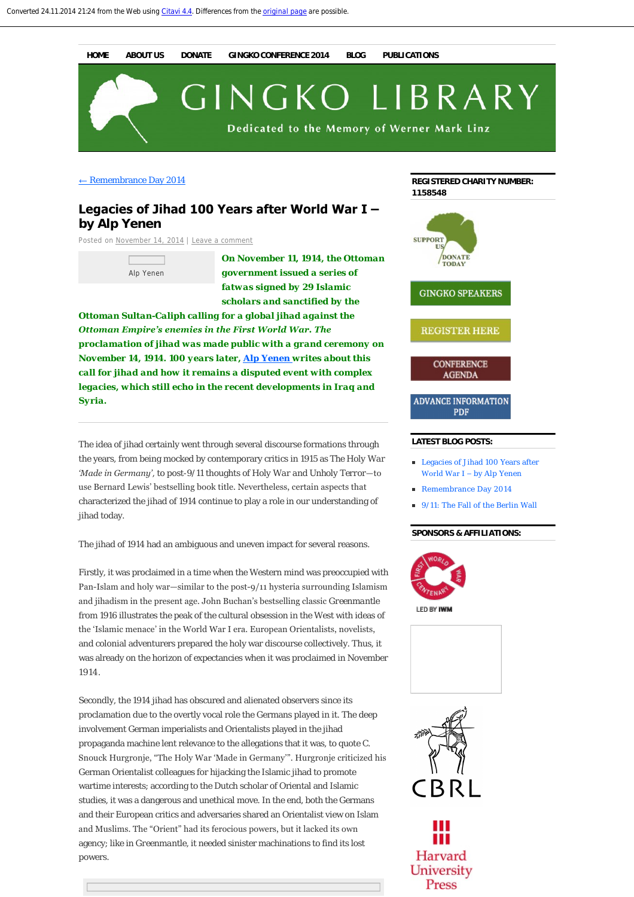Converted 24.11.2014 21:24 from the Web using Citavi 4.4. Differences from the original page are possible.

HOME | ABOUT US | DONATE | GINGKO CONFERENCE 2014 | BLOG | PUBLICATIONS

# GINGKO LIBRARY

Dedicated to the Memory of Werner Mark Linz

← Remembrance Day 2014

## Legacies of Jihad 100 Years after World War I – by Alp Yenen

Posted on November 14, 2014 | Leave a comment

Alp Yenen

**On November 11, 1914, the Ottoman government issued a series of fatwas signed by 29 Islamic scholars and sanctified by the Ottoman Sultan-Caliph calling for a global jihad against the *Ottoman Empire's enemies in the First World War.* The proclamation of jihad was made public with a grand ceremony on November 14, 1914. 100 years later, Alp Yenen writes about this call for jihad and how it remains a disputed event with complex legacies, which still echo in the recent developments in Iraq and Syria.**

The idea of jihad certainly went through several discourse formations through the years, from being mocked by contemporary critics in 1915 as The Holy War *'Made in Germany'*, to post-9/11 thoughts of Holy War and Unholy Terror—to use Bernard Lewis' bestselling book title. Nevertheless, certain aspects that characterized the jihad of 1914 continue to play a role in our understanding of jihad today.

The jihad of 1914 had an ambiguous and uneven impact for several reasons.

Firstly, it was proclaimed in a time when the Western mind was preoccupied with Pan-Islam and holy war—similar to the post-9/11 hysteria surrounding Islamism and jihadism in the present age. John Buchan's bestselling classic Greenmantle from 1916 illustrates the peak of the cultural obsession in the West with ideas of the 'Islamic menace' in the World War I era. European Orientalists, novelists, and colonial adventurers prepared the holy war discourse collectively. Thus, it was already on the horizon of expectancies when it was proclaimed in November 1914.

Secondly, the 1914 jihad has obscured and alienated observers since its proclamation due to the overtly vocal role the Germans played in it. The deep involvement German imperialists and Orientalists played in the jihad propaganda machine lent relevance to the allegations that it was, to quote C. Snouck Hurgronje, "The Holy War 'Made in Germany'". Hurgronje criticized his German Orientalist colleagues for hijacking the Islamic jihad to promote wartime interests; according to the Dutch scholar of Oriental and Islamic studies, it was a dangerous and unethical move. In the end, both the Germans and their European critics and adversaries shared an Orientalist view on Islam and Muslims. The "Orient" had its ferocious powers, but it lacked its own agency; like in Greenmantle, it needed sinister machinations to find its lost powers.

REGISTERED CHARITY NUMBER: 1158548

SUPPORT US / DONATE TODAY

GINGKO SPEAKERS

REGISTER HERE

CONFERENCE AGENDA

ADVANCE INFORMATION PDF

LATEST BLOG POSTS:

- Legacies of Jihad 100 Years after World War I – by Alp Yenen
- Remembrance Day 2014
- 9/11: The Fall of the Berlin Wall

SPONSORS & AFFILIATIONS:

First World War Centenary – LED BY IWM

CBRL

Harvard University Press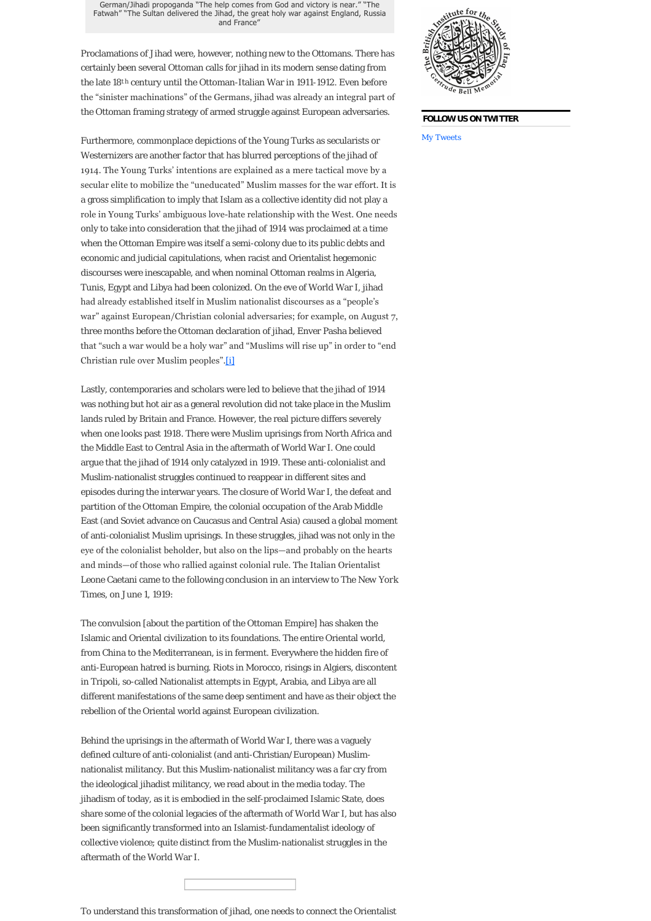German/Jihadi propoganda "The help comes from God and victory is near." "The Fatwah" "The Sultan delivered the Jihad, the great holy war against England, Russia and France"

Proclamations of Jihad were, however, nothing new to the Ottomans. There has certainly been several Ottoman calls for jihad in its modern sense dating from the late 18th century until the Ottoman-Italian War in 1911-1912. Even before the "sinister machinations" of the Germans, jihad was already an integral part of the Ottoman framing strategy of armed struggle against European adversaries.

Furthermore, commonplace depictions of the Young Turks as secularists or Westernizers are another factor that has blurred perceptions of the jihad of 1914. The Young Turks' intentions are explained as a mere tactical move by a secular elite to mobilize the "uneducated" Muslim masses for the war effort. It is a gross simplification to imply that Islam as a collective identity did not play a role in Young Turks' ambiguous love-hate relationship with the West. One needs only to take into consideration that the jihad of 1914 was proclaimed at a time when the Ottoman Empire was itself a semi-colony due to its public debts and economic and judicial capitulations, when racist and Orientalist hegemonic discourses were inescapable, and when nominal Ottoman realms in Algeria, Tunis, Egypt and Libya had been colonized. On the eve of World War I, jihad had already established itself in Muslim nationalist discourses as a "people's war" against European/Christian colonial adversaries; for example, on August 7, three months before the Ottoman declaration of jihad, Enver Pasha believed that "such a war would be a holy war" and "Muslims will rise up" in order to "end Christian rule over Muslim peoples".[i]

Lastly, contemporaries and scholars were led to believe that the jihad of 1914 was nothing but hot air as a general revolution did not take place in the Muslim lands ruled by Britain and France. However, the real picture differs severely when one looks past 1918. There were Muslim uprisings from North Africa and the Middle East to Central Asia in the aftermath of World War I. One could argue that the jihad of 1914 only catalyzed in 1919. These anti-colonialist and Muslim-nationalist struggles continued to reappear in different sites and episodes during the interwar years. The closure of World War I, the defeat and partition of the Ottoman Empire, the colonial occupation of the Arab Middle East (and Soviet advance on Caucasus and Central Asia) caused a global moment of anti-colonialist Muslim uprisings. In these struggles, jihad was not only in the eye of the colonialist beholder, but also on the lips—and probably on the hearts and minds—of those who rallied against colonial rule. The Italian Orientalist Leone Caetani came to the following conclusion in an interview to The New York Times, on June 1, 1919:

The convulsion [about the partition of the Ottoman Empire] has shaken the Islamic and Oriental civilization to its foundations. The entire Oriental world, from China to the Mediterranean, is in ferment. Everywhere the hidden fire of anti-European hatred is burning. Riots in Morocco, risings in Algiers, discontent in Tripoli, so-called Nationalist attempts in Egypt, Arabia, and Libya are all different manifestations of the same deep sentiment and have as their object the rebellion of the Oriental world against European civilization.

Behind the uprisings in the aftermath of World War I, there was a vaguely defined culture of anti-colonialist (and anti-Christian/European) Muslim-nationalist militancy. But this Muslim-nationalist militancy was a far cry from the ideological jihadist militancy, we read about in the media today. The jihadism of today, as it is embodied in the self-proclaimed Islamic State, does share some of the colonial legacies of the aftermath of World War I, but has also been significantly transformed into an Islamist-fundamentalist ideology of collective violence; quite distinct from the Muslim-nationalist struggles in the aftermath of the World War I.

To understand this transformation of jihad, one needs to connect the Orientalist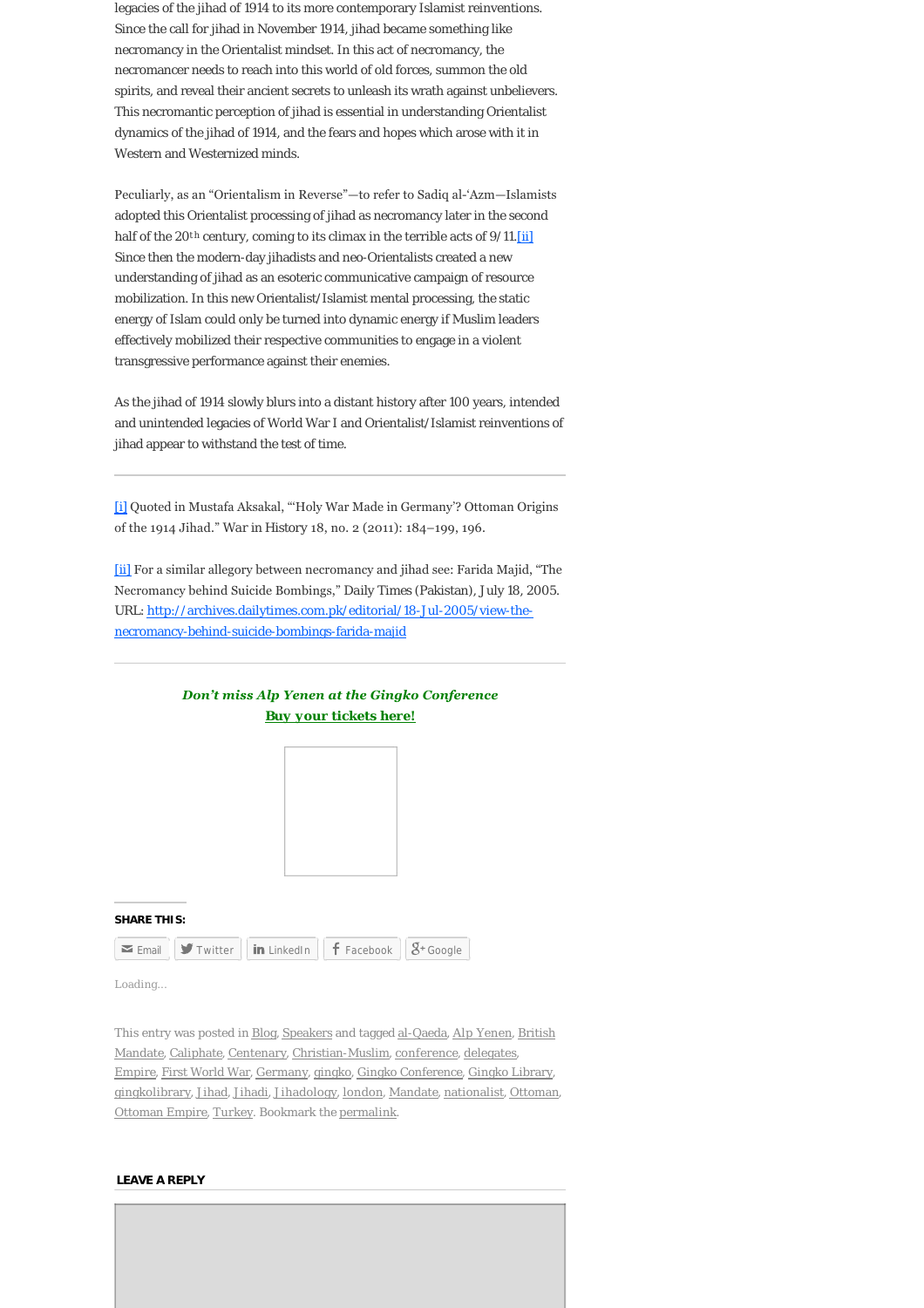legacies of the jihad of 1914 to its more contemporary Islamist reinventions. Since the call for jihad in November 1914, jihad became something like necromancy in the Orientalist mindset. In this act of necromancy, the necromancer needs to reach into this world of old forces, summon the old spirits, and reveal their ancient secrets to unleash its wrath against unbelievers. This necromantic perception of jihad is essential in understanding Orientalist dynamics of the jihad of 1914, and the fears and hopes which arose with it in Western and Westernized minds.

Peculiarly, as an "Orientalism in Reverse"—to refer to Sadiq al-'Azm—Islamists adopted this Orientalist processing of jihad as necromancy later in the second half of the 20th century, coming to its climax in the terrible acts of 9/11.[ii] Since then the modern-day jihadists and neo-Orientalists created a new understanding of jihad as an esoteric communicative campaign of resource mobilization. In this new Orientalist/Islamist mental processing, the static energy of Islam could only be turned into dynamic energy if Muslim leaders effectively mobilized their respective communities to engage in a violent transgressive performance against their enemies.

As the jihad of 1914 slowly blurs into a distant history after 100 years, intended and unintended legacies of World War I and Orientalist/Islamist reinventions of jihad appear to withstand the test of time.

---

[i] Quoted in Mustafa Aksakal, "'Holy War Made in Germany'? Ottoman Origins of the 1914 Jihad." War in History 18, no. 2 (2011): 184–199, 196.

[ii] For a similar allegory between necromancy and jihad see: Farida Majid, "The Necromancy behind Suicide Bombings," Daily Times (Pakistan), July 18, 2005. URL: http://archives.dailytimes.com.pk/editorial/18-Jul-2005/view-the-necromancy-behind-suicide-bombings-farida-majid

---

***Don't miss Alp Yenen at the Gingko Conference***
**Buy your tickets here!**

**SHARE THIS:**

Email | Twitter | LinkedIn | Facebook | Google

Loading...

This entry was posted in Blog, Speakers and tagged al-Qaeda, Alp Yenen, British Mandate, Caliphate, Centenary, Christian-Muslim, conference, delegates, Empire, First World War, Germany, gingko, Gingko Conference, Gingko Library, gingkolibrary, Jihad, Jihadi, Jihadology, london, Mandate, nationalist, Ottoman, Ottoman Empire, Turkey. Bookmark the permalink.

**LEAVE A REPLY**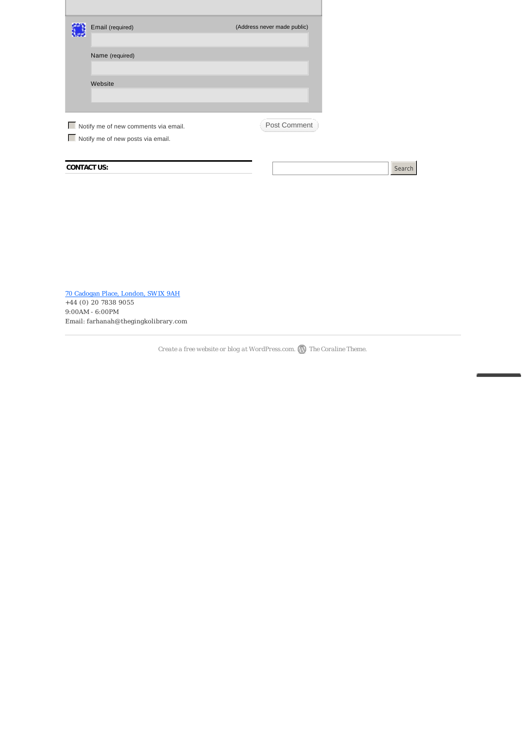Email (required) (Address never made public)

Name (required)

Website

Notify me of new comments via email.

Notify me of new posts via email.

Post Comment

**CONTACT US:**

Search

[70 Cadogan Place, London, SW1X 9AH]
+44 (0) 20 7838 9055
9:00AM - 6:00PM
Email: farhanah@thegingkolibrary.com

Create a free website or blog at WordPress.com. The Coraline Theme.